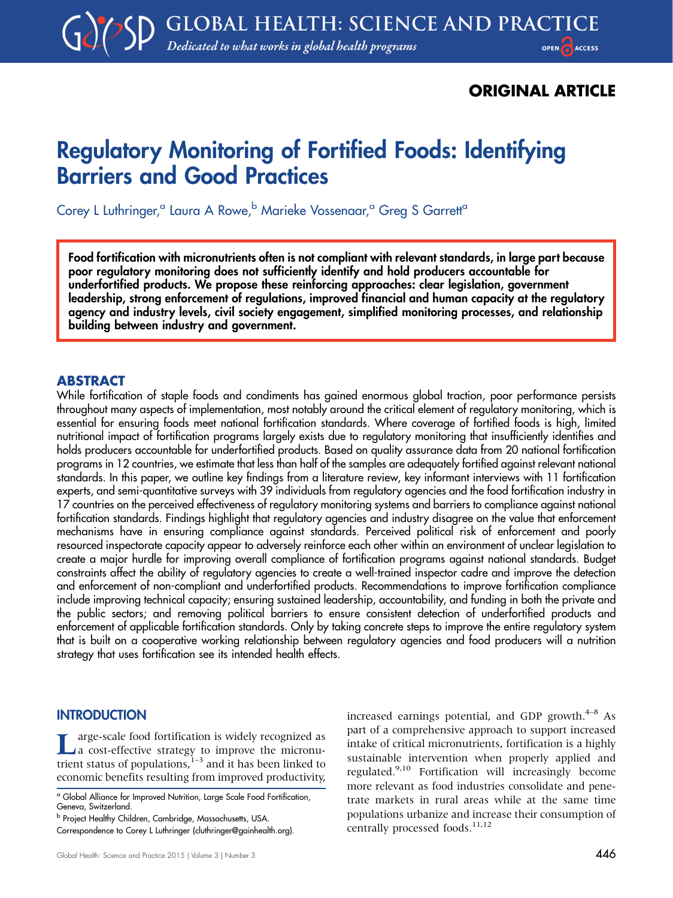ORIGINAL ARTICLE

# Regulatory Monitoring of Fortified Foods: Identifying Barriers and Good Practices

Corey L Luthringer,[a] Laura A Rowe,[b] Marieke Vossenaar,[a] Greg S Garrett[a]

**Food fortification with micronutrients often is not compliant with relevant standards, in large part because poor regulatory monitoring does not sufficiently identify and hold producers accountable for underfortified products. We propose these reinforcing approaches: clear legislation, government leadership, strong enforcement of regulations, improved financial and human capacity at the regulatory agency and industry levels, civil society engagement, simplified monitoring processes, and relationship building between industry and government.**

## ABSTRACT

While fortification of staple foods and condiments has gained enormous global traction, poor performance persists throughout many aspects of implementation, most notably around the critical element of regulatory monitoring, which is essential for ensuring foods meet national fortification standards. Where coverage of fortified foods is high, limited nutritional impact of fortification programs largely exists due to regulatory monitoring that insufficiently identifies and holds producers accountable for underfortified products. Based on quality assurance data from 20 national fortification programs in 12 countries, we estimate that less than half of the samples are adequately fortified against relevant national standards. In this paper, we outline key findings from a literature review, key informant interviews with 11 fortification experts, and semi-quantitative surveys with 39 individuals from regulatory agencies and the food fortification industry in 17 countries on the perceived effectiveness of regulatory monitoring systems and barriers to compliance against national fortification standards. Findings highlight that regulatory agencies and industry disagree on the value that enforcement mechanisms have in ensuring compliance against standards. Perceived political risk of enforcement and poorly resourced inspectorate capacity appear to adversely reinforce each other within an environment of unclear legislation to create a major hurdle for improving overall compliance of fortification programs against national standards. Budget constraints affect the ability of regulatory agencies to create a well-trained inspector cadre and improve the detection and enforcement of non-compliant and underfortified products. Recommendations to improve fortification compliance include improving technical capacity; ensuring sustained leadership, accountability, and funding in both the private and the public sectors; and removing political barriers to ensure consistent detection of underfortified products and enforcement of applicable fortification standards. Only by taking concrete steps to improve the entire regulatory system that is built on a cooperative working relationship between regulatory agencies and food producers will a nutrition strategy that uses fortification see its intended health effects.

## INTRODUCTION

Large-scale food fortification is widely recognized as a cost-effective strategy to improve the micronutrient status of populations,[1–3] and it has been linked to economic benefits resulting from improved productivity, increased earnings potential, and GDP growth.[4–8] As part of a comprehensive approach to support increased intake of critical micronutrients, fortification is a highly sustainable intervention when properly applied and regulated.[9,10] Fortification will increasingly become more relevant as food industries consolidate and penetrate markets in rural areas while at the same time populations urbanize and increase their consumption of centrally processed foods.[11,12]

[a] Global Alliance for Improved Nutrition, Large Scale Food Fortification, Geneva, Switzerland.

[b] Project Healthy Children, Cambridge, Massachusetts, USA.

Correspondence to Corey L Luthringer (cluthringer@gainhealth.org).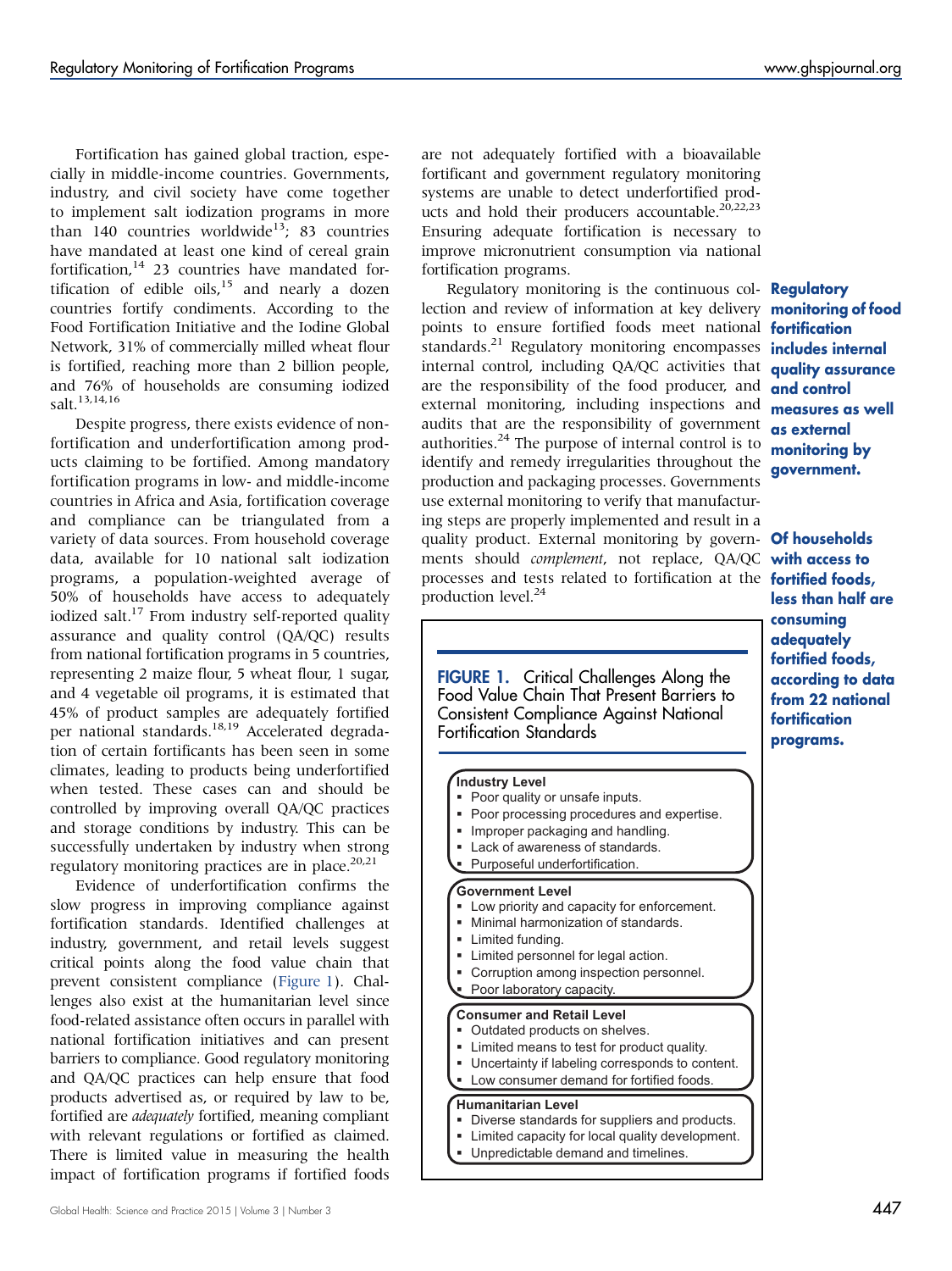Fortification has gained global traction, especially in middle-income countries. Governments, industry, and civil society have come together to implement salt iodization programs in more than 140 countries worldwide[13]; 83 countries have mandated at least one kind of cereal grain fortification,[14] 23 countries have mandated fortification of edible oils,[15] and nearly a dozen countries fortify condiments. According to the Food Fortification Initiative and the Iodine Global Network, 31% of commercially milled wheat flour is fortified, reaching more than 2 billion people, and 76% of households are consuming iodized salt.[13,14,16]

Despite progress, there exists evidence of nonfortification and underfortification among products claiming to be fortified. Among mandatory fortification programs in low- and middle-income countries in Africa and Asia, fortification coverage and compliance can be triangulated from a variety of data sources. From household coverage data, available for 10 national salt iodization programs, a population-weighted average of 50% of households have access to adequately iodized salt.[17] From industry self-reported quality assurance and quality control (QA/QC) results from national fortification programs in 5 countries, representing 2 maize flour, 5 wheat flour, 1 sugar, and 4 vegetable oil programs, it is estimated that 45% of product samples are adequately fortified per national standards.[18,19] Accelerated degradation of certain fortificants has been seen in some climates, leading to products being underfortified when tested. These cases can and should be controlled by improving overall QA/QC practices and storage conditions by industry. This can be successfully undertaken by industry when strong regulatory monitoring practices are in place.[20,21]

Evidence of underfortification confirms the slow progress in improving compliance against fortification standards. Identified challenges at industry, government, and retail levels suggest critical points along the food value chain that prevent consistent compliance (Figure 1). Challenges also exist at the humanitarian level since food-related assistance often occurs in parallel with national fortification initiatives and can present barriers to compliance. Good regulatory monitoring and QA/QC practices can help ensure that food products advertised as, or required by law to be, fortified are *adequately* fortified, meaning compliant with relevant regulations or fortified as claimed. There is limited value in measuring the health impact of fortification programs if fortified foods are not adequately fortified with a bioavailable fortificant and government regulatory monitoring systems are unable to detect underfortified products and hold their producers accountable.[20,22,23] Ensuring adequate fortification is necessary to improve micronutrient consumption via national fortification programs.

Regulatory monitoring is the continuous collection and review of information at key delivery points to ensure fortified foods meet national standards.[21] Regulatory monitoring encompasses internal control, including QA/QC activities that are the responsibility of the food producer, and external monitoring, including inspections and audits that are the responsibility of government authorities.[24] The purpose of internal control is to identify and remedy irregularities throughout the production and packaging processes. Governments use external monitoring to verify that manufacturing steps are properly implemented and result in a quality product. External monitoring by governments should *complement*, not replace, QA/QC processes and tests related to fortification at the production level.[24]

**Regulatory monitoring of food fortification includes internal quality assurance and control measures as well as external monitoring by government.**

**Of households with access to fortified foods, less than half are consuming adequately fortified foods, according to data from 22 national fortification programs.**

**FIGURE 1.** Critical Challenges Along the Food Value Chain That Present Barriers to Consistent Compliance Against National Fortification Standards

**Industry Level**
- Poor quality or unsafe inputs.
- Poor processing procedures and expertise.
- Improper packaging and handling.
- Lack of awareness of standards.
- Purposeful underfortification.

**Government Level**
- Low priority and capacity for enforcement.
- Minimal harmonization of standards.
- Limited funding.
- Limited personnel for legal action.
- Corruption among inspection personnel.
- Poor laboratory capacity.

**Consumer and Retail Level**
- Outdated products on shelves.
- Limited means to test for product quality.
- Uncertainty if labeling corresponds to content.
- Low consumer demand for fortified foods.

**Humanitarian Level**
- Diverse standards for suppliers and products.
- Limited capacity for local quality development.
- Unpredictable demand and timelines.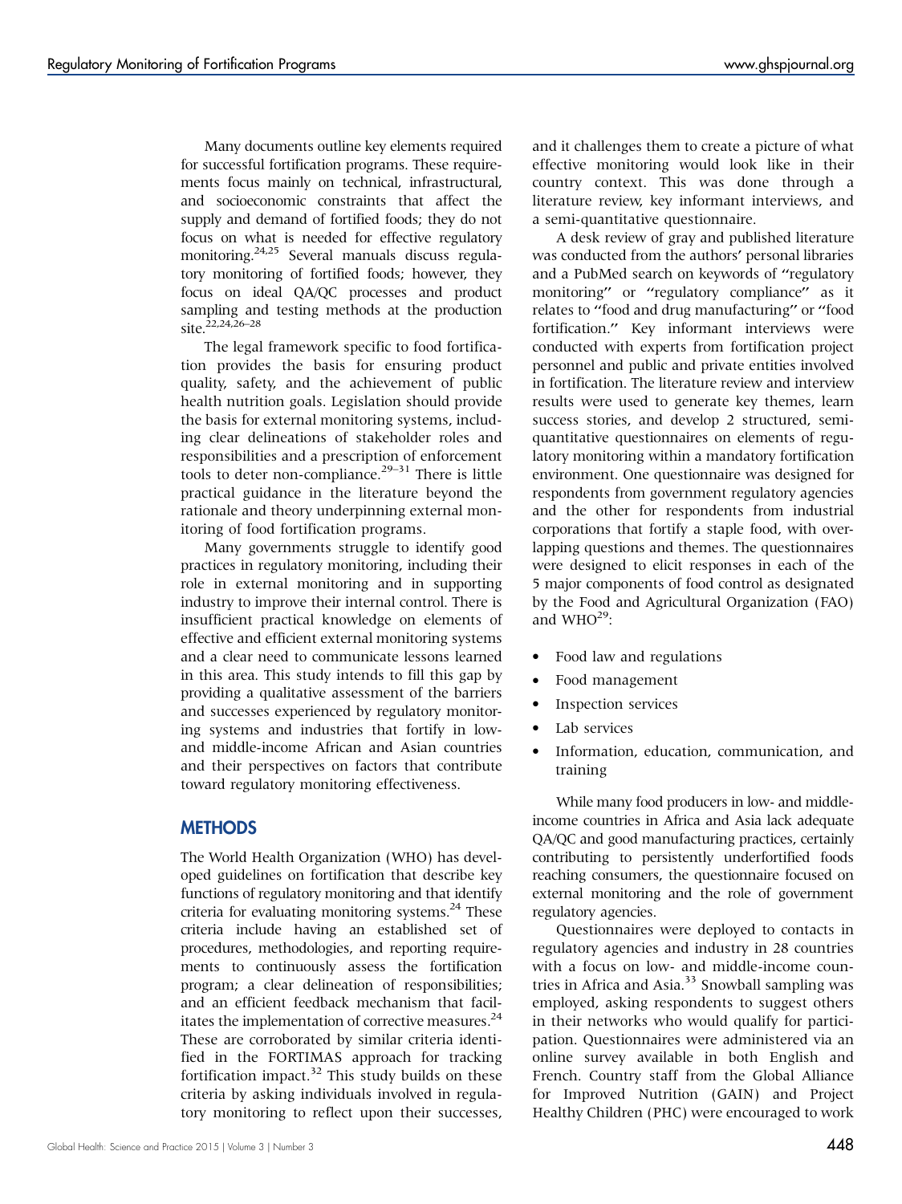Many documents outline key elements required for successful fortification programs. These requirements focus mainly on technical, infrastructural, and socioeconomic constraints that affect the supply and demand of fortified foods; they do not focus on what is needed for effective regulatory monitoring.[24,25] Several manuals discuss regulatory monitoring of fortified foods; however, they focus on ideal QA/QC processes and product sampling and testing methods at the production site.[22,24,26–28]

The legal framework specific to food fortification provides the basis for ensuring product quality, safety, and the achievement of public health nutrition goals. Legislation should provide the basis for external monitoring systems, including clear delineations of stakeholder roles and responsibilities and a prescription of enforcement tools to deter non-compliance.[29–31] There is little practical guidance in the literature beyond the rationale and theory underpinning external monitoring of food fortification programs.

Many governments struggle to identify good practices in regulatory monitoring, including their role in external monitoring and in supporting industry to improve their internal control. There is insufficient practical knowledge on elements of effective and efficient external monitoring systems and a clear need to communicate lessons learned in this area. This study intends to fill this gap by providing a qualitative assessment of the barriers and successes experienced by regulatory monitoring systems and industries that fortify in low- and middle-income African and Asian countries and their perspectives on factors that contribute toward regulatory monitoring effectiveness.

## METHODS

The World Health Organization (WHO) has developed guidelines on fortification that describe key functions of regulatory monitoring and that identify criteria for evaluating monitoring systems.[24] These criteria include having an established set of procedures, methodologies, and reporting requirements to continuously assess the fortification program; a clear delineation of responsibilities; and an efficient feedback mechanism that facilitates the implementation of corrective measures.[24] These are corroborated by similar criteria identified in the FORTIMAS approach for tracking fortification impact.[32] This study builds on these criteria by asking individuals involved in regulatory monitoring to reflect upon their successes, and it challenges them to create a picture of what effective monitoring would look like in their country context. This was done through a literature review, key informant interviews, and a semi-quantitative questionnaire.

A desk review of gray and published literature was conducted from the authors' personal libraries and a PubMed search on keywords of "regulatory monitoring" or "regulatory compliance" as it relates to "food and drug manufacturing" or "food fortification." Key informant interviews were conducted with experts from fortification project personnel and public and private entities involved in fortification. The literature review and interview results were used to generate key themes, learn success stories, and develop 2 structured, semi-quantitative questionnaires on elements of regulatory monitoring within a mandatory fortification environment. One questionnaire was designed for respondents from government regulatory agencies and the other for respondents from industrial corporations that fortify a staple food, with overlapping questions and themes. The questionnaires were designed to elicit responses in each of the 5 major components of food control as designated by the Food and Agricultural Organization (FAO) and WHO[29]:

- Food law and regulations
- Food management
- Inspection services
- Lab services
- Information, education, communication, and training

While many food producers in low- and middle-income countries in Africa and Asia lack adequate QA/QC and good manufacturing practices, certainly contributing to persistently underfortified foods reaching consumers, the questionnaire focused on external monitoring and the role of government regulatory agencies.

Questionnaires were deployed to contacts in regulatory agencies and industry in 28 countries with a focus on low- and middle-income countries in Africa and Asia.[33] Snowball sampling was employed, asking respondents to suggest others in their networks who would qualify for participation. Questionnaires were administered via an online survey available in both English and French. Country staff from the Global Alliance for Improved Nutrition (GAIN) and Project Healthy Children (PHC) were encouraged to work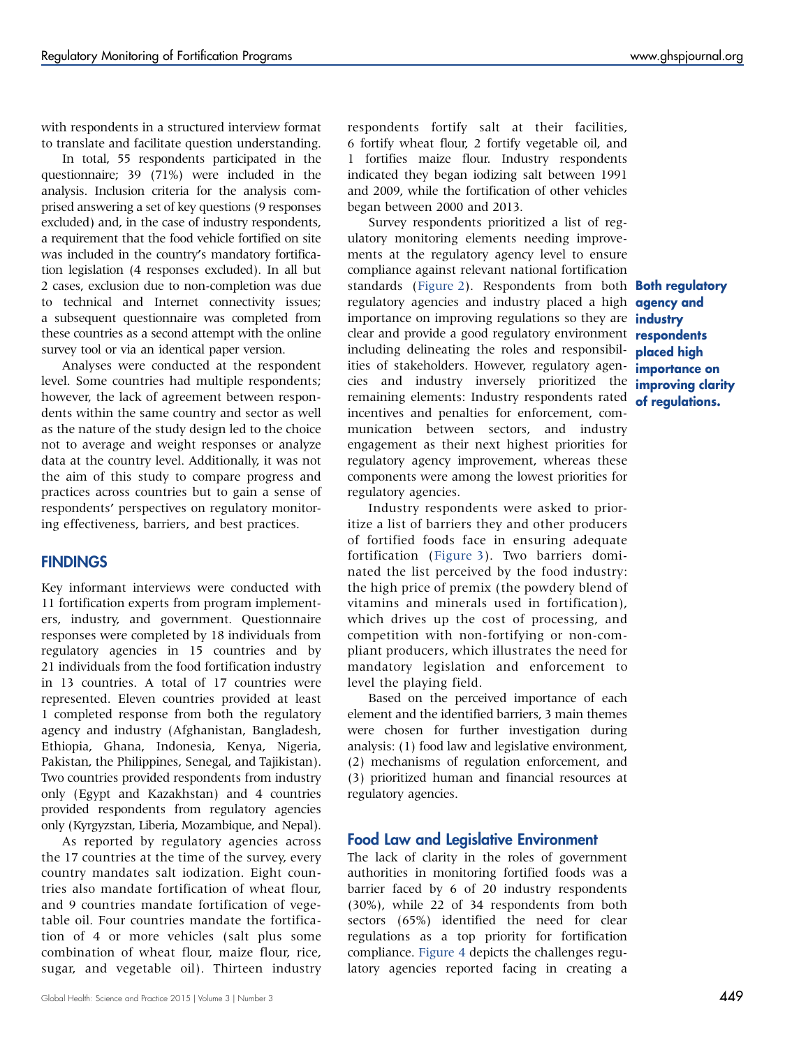with respondents in a structured interview format to translate and facilitate question understanding.

In total, 55 respondents participated in the questionnaire; 39 (71%) were included in the analysis. Inclusion criteria for the analysis comprised answering a set of key questions (9 responses excluded) and, in the case of industry respondents, a requirement that the food vehicle fortified on site was included in the country's mandatory fortification legislation (4 responses excluded). In all but 2 cases, exclusion due to non-completion was due to technical and Internet connectivity issues; a subsequent questionnaire was completed from these countries as a second attempt with the online survey tool or via an identical paper version.

Analyses were conducted at the respondent level. Some countries had multiple respondents; however, the lack of agreement between respondents within the same country and sector as well as the nature of the study design led to the choice not to average and weight responses or analyze data at the country level. Additionally, it was not the aim of this study to compare progress and practices across countries but to gain a sense of respondents' perspectives on regulatory monitoring effectiveness, barriers, and best practices.

## FINDINGS

Key informant interviews were conducted with 11 fortification experts from program implementers, industry, and government. Questionnaire responses were completed by 18 individuals from regulatory agencies in 15 countries and by 21 individuals from the food fortification industry in 13 countries. A total of 17 countries were represented. Eleven countries provided at least 1 completed response from both the regulatory agency and industry (Afghanistan, Bangladesh, Ethiopia, Ghana, Indonesia, Kenya, Nigeria, Pakistan, the Philippines, Senegal, and Tajikistan). Two countries provided respondents from industry only (Egypt and Kazakhstan) and 4 countries provided respondents from regulatory agencies only (Kyrgyzstan, Liberia, Mozambique, and Nepal).

As reported by regulatory agencies across the 17 countries at the time of the survey, every country mandates salt iodization. Eight countries also mandate fortification of wheat flour, and 9 countries mandate fortification of vegetable oil. Four countries mandate the fortification of 4 or more vehicles (salt plus some combination of wheat flour, maize flour, rice, sugar, and vegetable oil). Thirteen industry respondents fortify salt at their facilities, 6 fortify wheat flour, 2 fortify vegetable oil, and 1 fortifies maize flour. Industry respondents indicated they began iodizing salt between 1991 and 2009, while the fortification of other vehicles began between 2000 and 2013.

Survey respondents prioritized a list of regulatory monitoring elements needing improvements at the regulatory agency level to ensure compliance against relevant national fortification standards (Figure 2). Respondents from both regulatory agencies and industry placed a high importance on improving regulations so they are clear and provide a good regulatory environment including delineating the roles and responsibilities of stakeholders. However, regulatory agencies and industry inversely prioritized the remaining elements: Industry respondents rated incentives and penalties for enforcement, communication between sectors, and industry engagement as their next highest priorities for regulatory agency improvement, whereas these components were among the lowest priorities for regulatory agencies.

**Both regulatory agency and industry respondents placed high importance on improving clarity of regulations.**

Industry respondents were asked to prioritize a list of barriers they and other producers of fortified foods face in ensuring adequate fortification (Figure 3). Two barriers dominated the list perceived by the food industry: the high price of premix (the powdery blend of vitamins and minerals used in fortification), which drives up the cost of processing, and competition with non-fortifying or non-compliant producers, which illustrates the need for mandatory legislation and enforcement to level the playing field.

Based on the perceived importance of each element and the identified barriers, 3 main themes were chosen for further investigation during analysis: (1) food law and legislative environment, (2) mechanisms of regulation enforcement, and (3) prioritized human and financial resources at regulatory agencies.

### Food Law and Legislative Environment

The lack of clarity in the roles of government authorities in monitoring fortified foods was a barrier faced by 6 of 20 industry respondents (30%), while 22 of 34 respondents from both sectors (65%) identified the need for clear regulations as a top priority for fortification compliance. Figure 4 depicts the challenges regulatory agencies reported facing in creating a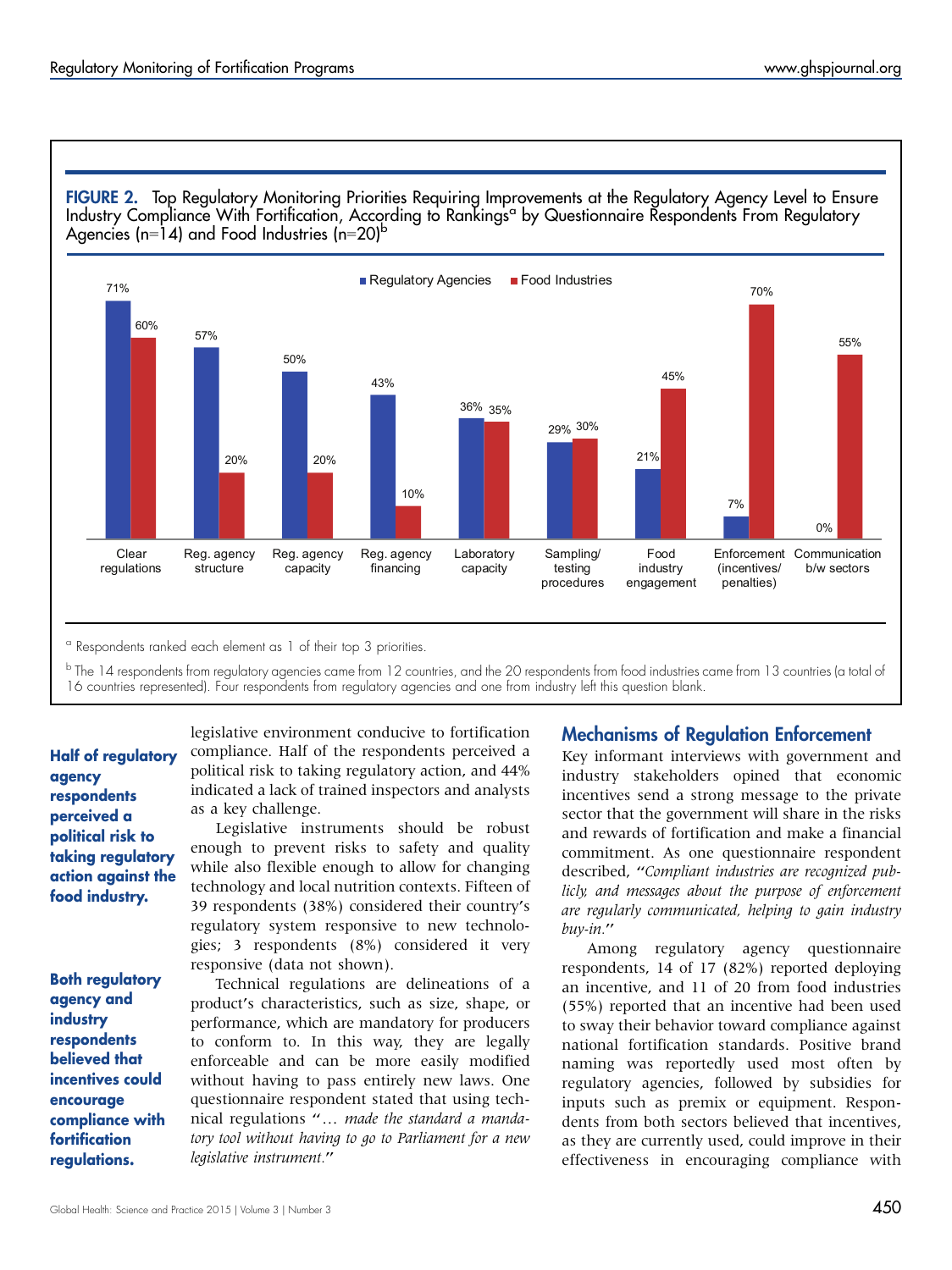**FIGURE 2.** Top Regulatory Monitoring Priorities Requiring Improvements at the Regulatory Agency Level to Ensure Industry Compliance With Fortification, According to Rankings[a] by Questionnaire Respondents From Regulatory Agencies (n=14) and Food Industries (n=20)[b]

| Priority | Regulatory Agencies | Food Industries |
|---|---|---|
| Clear regulations | 71% | 60% |
| Reg. agency structure | 57% | 20% |
| Reg. agency capacity | 50% | 20% |
| Reg. agency financing | 43% | 10% |
| Laboratory capacity | 36% | 35% |
| Sampling/testing procedures | 29% | 30% |
| Food industry engagement | 21% | 45% |
| Enforcement (incentives/penalties) | 7% | 70% |
| Communication b/w sectors | 0% | 55% |

[a] Respondents ranked each element as 1 of their top 3 priorities.

[b] The 14 respondents from regulatory agencies came from 12 countries, and the 20 respondents from food industries came from 13 countries (a total of 16 countries represented). Four respondents from regulatory agencies and one from industry left this question blank.

legislative environment conducive to fortification compliance. Half of the respondents perceived a political risk to taking regulatory action, and 44% indicated a lack of trained inspectors and analysts as a key challenge.

**Half of regulatory agency respondents perceived a political risk to taking regulatory action against the food industry.**

Legislative instruments should be robust enough to prevent risks to safety and quality while also flexible enough to allow for changing technology and local nutrition contexts. Fifteen of 39 respondents (38%) considered their country's regulatory system responsive to new technologies; 3 respondents (8%) considered it very responsive (data not shown).

Technical regulations are delineations of a product's characteristics, such as size, shape, or performance, which are mandatory for producers to conform to. In this way, they are legally enforceable and can be more easily modified without having to pass entirely new laws. One questionnaire respondent stated that using technical regulations "*... made the standard a mandatory tool without having to go to Parliament for a new legislative instrument.*"

**Both regulatory agency and industry respondents believed that incentives could encourage compliance with fortification regulations.**

## Mechanisms of Regulation Enforcement

Key informant interviews with government and industry stakeholders opined that economic incentives send a strong message to the private sector that the government will share in the risks and rewards of fortification and make a financial commitment. As one questionnaire respondent described, "*Compliant industries are recognized publicly, and messages about the purpose of enforcement are regularly communicated, helping to gain industry buy-in.*"

Among regulatory agency questionnaire respondents, 14 of 17 (82%) reported deploying an incentive, and 11 of 20 from food industries (55%) reported that an incentive had been used to sway their behavior toward compliance against national fortification standards. Positive brand naming was reportedly used most often by regulatory agencies, followed by subsidies for inputs such as premix or equipment. Respondents from both sectors believed that incentives, as they are currently used, could improve in their effectiveness in encouraging compliance with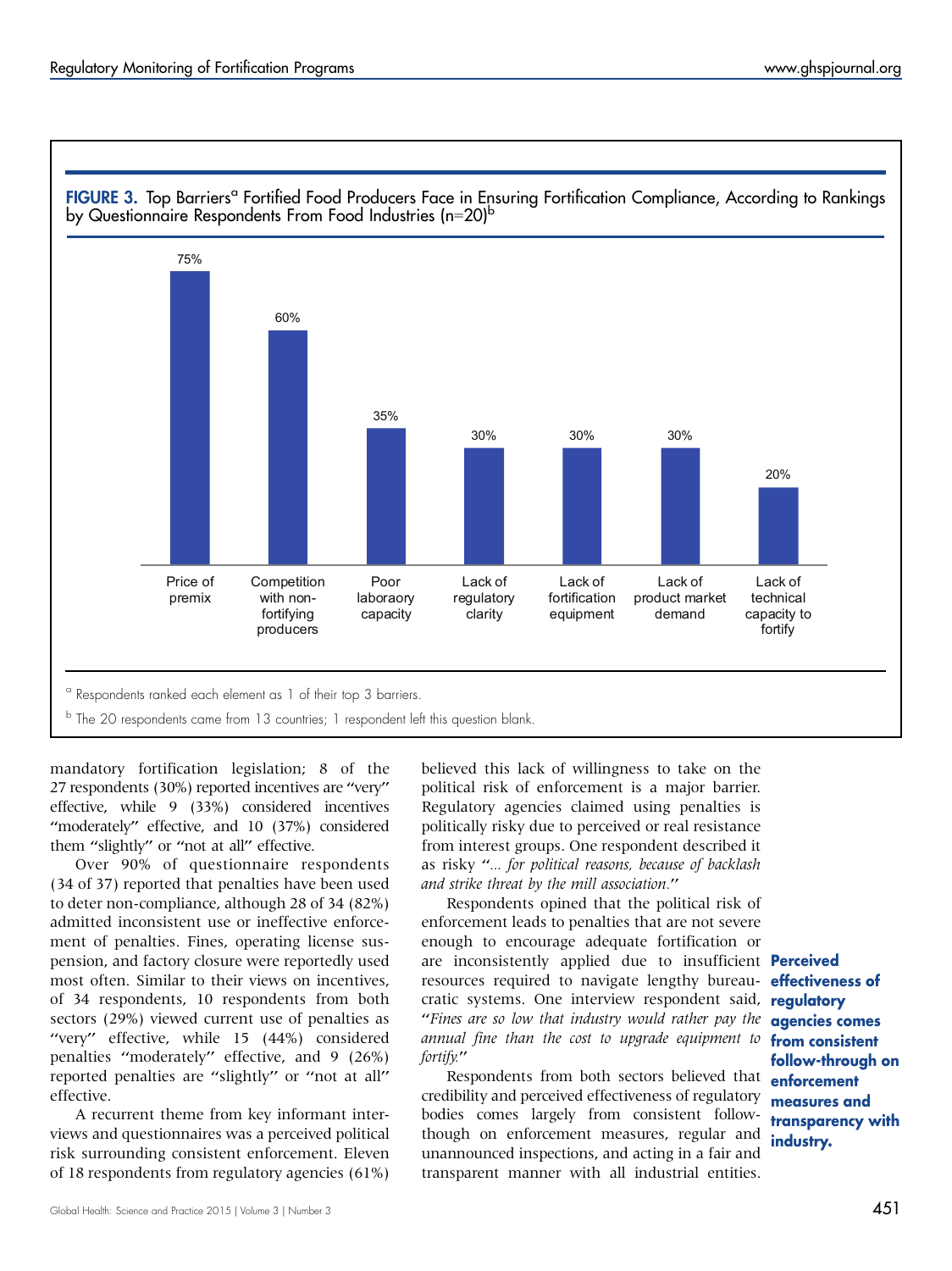**FIGURE 3.** Top Barriers[a] Fortified Food Producers Face in Ensuring Fortification Compliance, According to Rankings by Questionnaire Respondents From Food Industries (n=20)[b]

| Barrier | Percentage |
| --- | --- |
| Price of premix | 75% |
| Competition with non-fortifying producers | 60% |
| Poor laboraoy capacity | 35% |
| Lack of regulatory clarity | 30% |
| Lack of fortification equipment | 30% |
| Lack of product market demand | 30% |
| Lack of technical capacity to fortify | 20% |

[a] Respondents ranked each element as 1 of their top 3 barriers.

[b] The 20 respondents came from 13 countries; 1 respondent left this question blank.

mandatory fortification legislation; 8 of the 27 respondents (30%) reported incentives are "very" effective, while 9 (33%) considered incentives "moderately" effective, and 10 (37%) considered them "slightly" or "not at all" effective.

Over 90% of questionnaire respondents (34 of 37) reported that penalties have been used to deter non-compliance, although 28 of 34 (82%) admitted inconsistent use or ineffective enforcement of penalties. Fines, operating license suspension, and factory closure were reportedly used most often. Similar to their views on incentives, of 34 respondents, 10 respondents from both sectors (29%) viewed current use of penalties as "very" effective, while 15 (44%) considered penalties "moderately" effective, and 9 (26%) reported penalties are "slightly" or "not at all" effective.

A recurrent theme from key informant interviews and questionnaires was a perceived political risk surrounding consistent enforcement. Eleven of 18 respondents from regulatory agencies (61%) believed this lack of willingness to take on the political risk of enforcement is a major barrier. Regulatory agencies claimed using penalties is politically risky due to perceived or real resistance from interest groups. One respondent described it as risky "*... for political reasons, because of backlash and strike threat by the mill association.*"

Respondents opined that the political risk of enforcement leads to penalties that are not severe enough to encourage adequate fortification or are inconsistently applied due to insufficient resources required to navigate lengthy bureaucratic systems. One interview respondent said, "*Fines are so low that industry would rather pay the annual fine than the cost to upgrade equipment to fortify.*"

**Perceived effectiveness of regulatory agencies comes from consistent follow-through on enforcement measures and transparency with industry.**

Respondents from both sectors believed that credibility and perceived effectiveness of regulatory bodies comes largely from consistent follow-though on enforcement measures, regular and unannounced inspections, and acting in a fair and transparent manner with all industrial entities.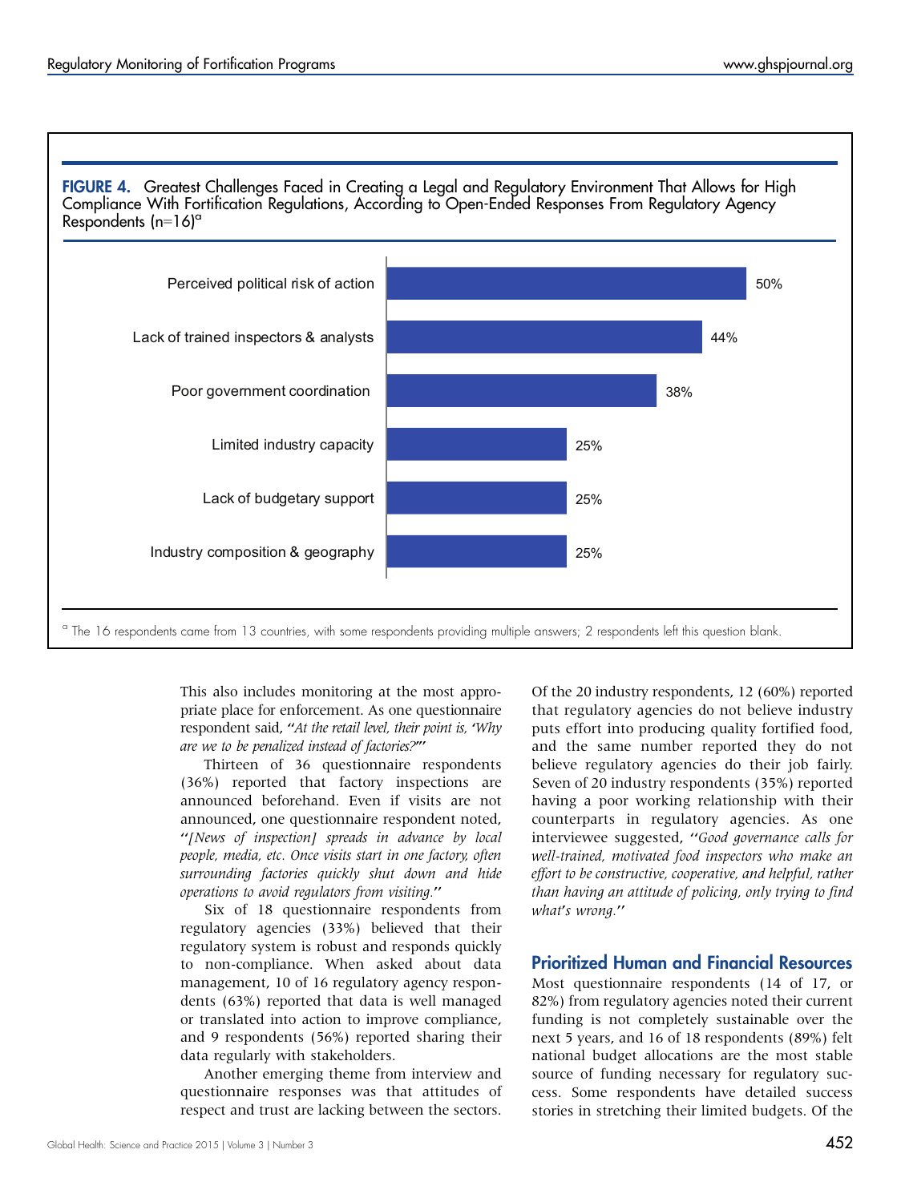**FIGURE 4.** Greatest Challenges Faced in Creating a Legal and Regulatory Environment That Allows for High Compliance With Fortification Regulations, According to Open-Ended Responses From Regulatory Agency Respondents (n=16)[a]

| Challenge | Percentage |
| --- | --- |
| Perceived political risk of action | 50% |
| Lack of trained inspectors & analysts | 44% |
| Poor government coordination | 38% |
| Limited industry capacity | 25% |
| Lack of budgetary support | 25% |
| Industry composition & geography | 25% |

[a] The 16 respondents came from 13 countries, with some respondents providing multiple answers; 2 respondents left this question blank.

This also includes monitoring at the most appropriate place for enforcement. As one questionnaire respondent said, "*At the retail level, their point is, 'Why are we to be penalized instead of factories?'*"

Thirteen of 36 questionnaire respondents (36%) reported that factory inspections are announced beforehand. Even if visits are not announced, one questionnaire respondent noted, "*[News of inspection] spreads in advance by local people, media, etc. Once visits start in one factory, often surrounding factories quickly shut down and hide operations to avoid regulators from visiting.*"

Six of 18 questionnaire respondents from regulatory agencies (33%) believed that their regulatory system is robust and responds quickly to non-compliance. When asked about data management, 10 of 16 regulatory agency respondents (63%) reported that data is well managed or translated into action to improve compliance, and 9 respondents (56%) reported sharing their data regularly with stakeholders.

Another emerging theme from interview and questionnaire responses was that attitudes of respect and trust are lacking between the sectors. Of the 20 industry respondents, 12 (60%) reported that regulatory agencies do not believe industry puts effort into producing quality fortified food, and the same number reported they do not believe regulatory agencies do their job fairly. Seven of 20 industry respondents (35%) reported having a poor working relationship with their counterparts in regulatory agencies. As one interviewee suggested, "*Good governance calls for well-trained, motivated food inspectors who make an effort to be constructive, cooperative, and helpful, rather than having an attitude of policing, only trying to find what's wrong.*"

## Prioritized Human and Financial Resources

Most questionnaire respondents (14 of 17, or 82%) from regulatory agencies noted their current funding is not completely sustainable over the next 5 years, and 16 of 18 respondents (89%) felt national budget allocations are the most stable source of funding necessary for regulatory success. Some respondents have detailed success stories in stretching their limited budgets. Of the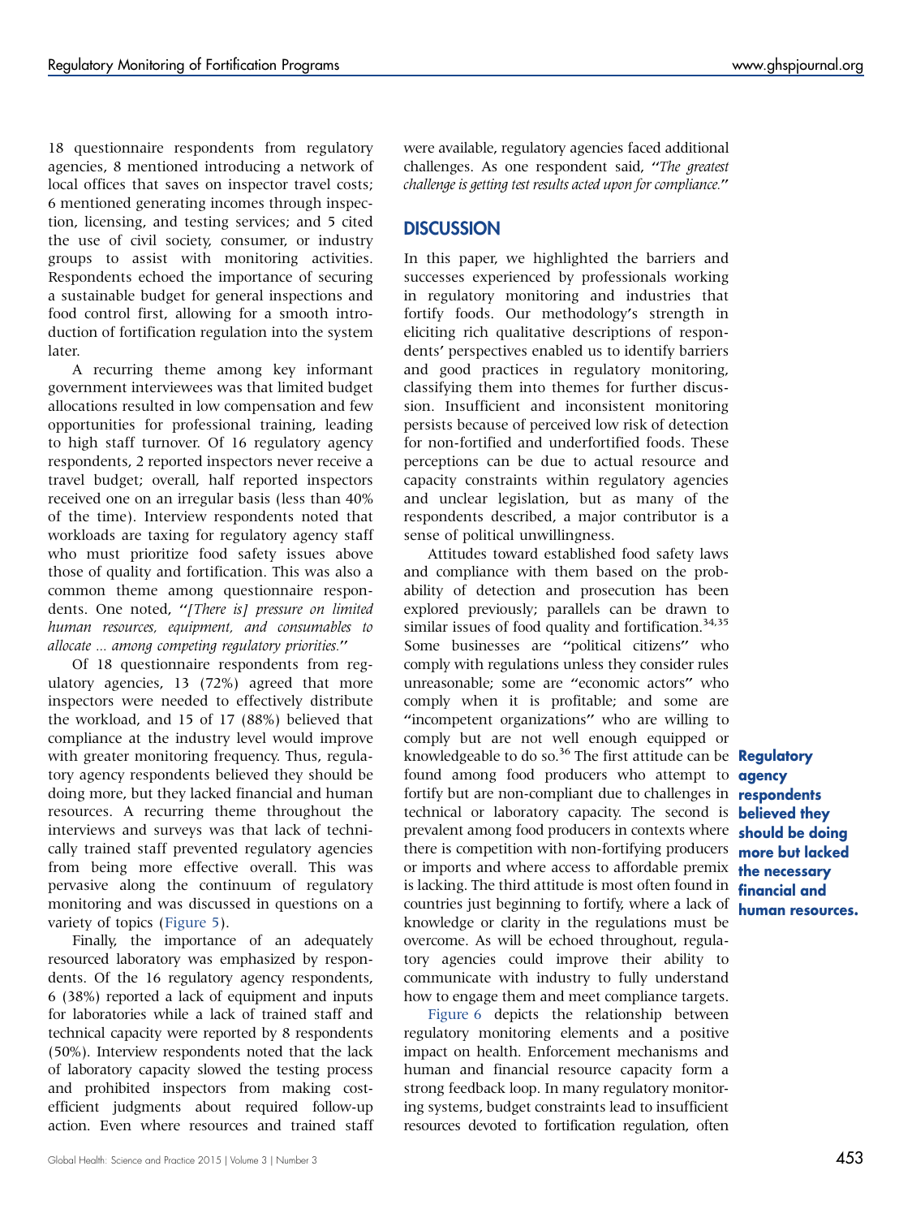18 questionnaire respondents from regulatory agencies, 8 mentioned introducing a network of local offices that saves on inspector travel costs; 6 mentioned generating incomes through inspection, licensing, and testing services; and 5 cited the use of civil society, consumer, or industry groups to assist with monitoring activities. Respondents echoed the importance of securing a sustainable budget for general inspections and food control first, allowing for a smooth introduction of fortification regulation into the system later.

A recurring theme among key informant government interviewees was that limited budget allocations resulted in low compensation and few opportunities for professional training, leading to high staff turnover. Of 16 regulatory agency respondents, 2 reported inspectors never receive a travel budget; overall, half reported inspectors received one on an irregular basis (less than 40% of the time). Interview respondents noted that workloads are taxing for regulatory agency staff who must prioritize food safety issues above those of quality and fortification. This was also a common theme among questionnaire respondents. One noted, "*[There is] pressure on limited human resources, equipment, and consumables to allocate … among competing regulatory priorities.*"

Of 18 questionnaire respondents from regulatory agencies, 13 (72%) agreed that more inspectors were needed to effectively distribute the workload, and 15 of 17 (88%) believed that compliance at the industry level would improve with greater monitoring frequency. Thus, regulatory agency respondents believed they should be doing more, but they lacked financial and human resources. A recurring theme throughout the interviews and surveys was that lack of technically trained staff prevented regulatory agencies from being more effective overall. This was pervasive along the continuum of regulatory monitoring and was discussed in questions on a variety of topics (Figure 5).

Finally, the importance of an adequately resourced laboratory was emphasized by respondents. Of the 16 regulatory agency respondents, 6 (38%) reported a lack of equipment and inputs for laboratories while a lack of trained staff and technical capacity were reported by 8 respondents (50%). Interview respondents noted that the lack of laboratory capacity slowed the testing process and prohibited inspectors from making cost-efficient judgments about required follow-up action. Even where resources and trained staff were available, regulatory agencies faced additional challenges. As one respondent said, "*The greatest challenge is getting test results acted upon for compliance.*"

## DISCUSSION

In this paper, we highlighted the barriers and successes experienced by professionals working in regulatory monitoring and industries that fortify foods. Our methodology's strength in eliciting rich qualitative descriptions of respondents' perspectives enabled us to identify barriers and good practices in regulatory monitoring, classifying them into themes for further discussion. Insufficient and inconsistent monitoring persists because of perceived low risk of detection for non-fortified and underfortified foods. These perceptions can be due to actual resource and capacity constraints within regulatory agencies and unclear legislation, but as many of the respondents described, a major contributor is a sense of political unwillingness.

Attitudes toward established food safety laws and compliance with them based on the probability of detection and prosecution has been explored previously; parallels can be drawn to similar issues of food quality and fortification.[34,35] Some businesses are "political citizens" who comply with regulations unless they consider rules unreasonable; some are "economic actors" who comply when it is profitable; and some are "incompetent organizations" who are willing to comply but are not well enough equipped or knowledgeable to do so.[36] The first attitude can be found among food producers who attempt to fortify but are non-compliant due to challenges in technical or laboratory capacity. The second is prevalent among food producers in contexts where there is competition with non-fortifying producers or imports and where access to affordable premix is lacking. The third attitude is most often found in countries just beginning to fortify, where a lack of knowledge or clarity in the regulations must be overcome. As will be echoed throughout, regulatory agencies could improve their ability to communicate with industry to fully understand how to engage them and meet compliance targets.

**Regulatory agency respondents believed they should be doing more but lacked the necessary financial and human resources.**

Figure 6 depicts the relationship between regulatory monitoring elements and a positive impact on health. Enforcement mechanisms and human and financial resource capacity form a strong feedback loop. In many regulatory monitoring systems, budget constraints lead to insufficient resources devoted to fortification regulation, often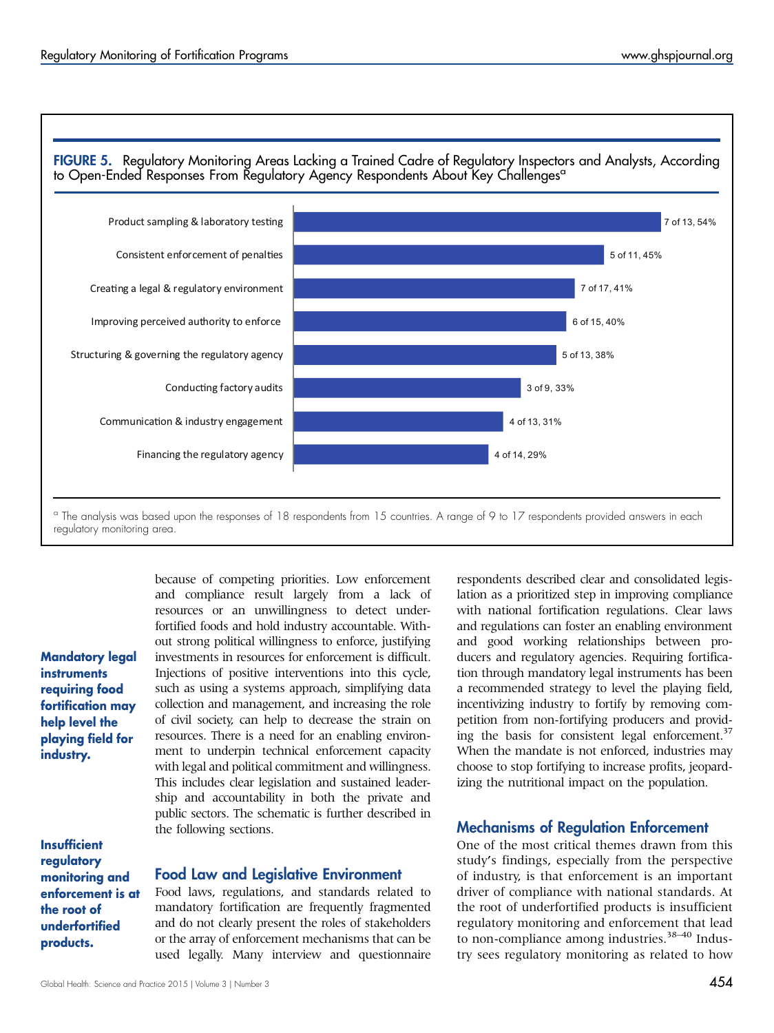**FIGURE 5.** Regulatory Monitoring Areas Lacking a Trained Cadre of Regulatory Inspectors and Analysts, According to Open-Ended Responses From Regulatory Agency Respondents About Key Challenges[a]

| Regulatory monitoring area | Respondents |
|---|---|
| Product sampling & laboratory testing | 7 of 13, 54% |
| Consistent enforcement of penalties | 5 of 11, 45% |
| Creating a legal & regulatory environment | 7 of 17, 41% |
| Improving perceived authority to enforce | 6 of 15, 40% |
| Structuring & governing the regulatory agency | 5 of 13, 38% |
| Conducting factory audits | 3 of 9, 33% |
| Communication & industry engagement | 4 of 13, 31% |
| Financing the regulatory agency | 4 of 14, 29% |

[a] The analysis was based upon the responses of 18 respondents from 15 countries. A range of 9 to 17 respondents provided answers in each regulatory monitoring area.

because of competing priorities. Low enforcement and compliance result largely from a lack of resources or an unwillingness to detect underfortified foods and hold industry accountable. Without strong political willingness to enforce, justifying investments in resources for enforcement is difficult. Injections of positive interventions into this cycle, such as using a systems approach, simplifying data collection and management, and increasing the role of civil society, can help to decrease the strain on resources. There is a need for an enabling environment to underpin technical enforcement capacity with legal and political commitment and willingness. This includes clear legislation and sustained leadership and accountability in both the private and public sectors. The schematic is further described in the following sections.

**Mandatory legal instruments requiring food fortification may help level the playing field for industry.**

## Food Law and Legislative Environment

Food laws, regulations, and standards related to mandatory fortification are frequently fragmented and do not clearly present the roles of stakeholders or the array of enforcement mechanisms that can be used legally. Many interview and questionnaire respondents described clear and consolidated legislation as a prioritized step in improving compliance with national fortification regulations. Clear laws and regulations can foster an enabling environment and good working relationships between producers and regulatory agencies. Requiring fortification through mandatory legal instruments has been a recommended strategy to level the playing field, incentivizing industry to fortify by removing competition from non-fortifying producers and providing the basis for consistent legal enforcement.[37] When the mandate is not enforced, industries may choose to stop fortifying to increase profits, jeopardizing the nutritional impact on the population.

**Insufficient regulatory monitoring and enforcement is at the root of underfortified products.**

## Mechanisms of Regulation Enforcement

One of the most critical themes drawn from this study's findings, especially from the perspective of industry, is that enforcement is an important driver of compliance with national standards. At the root of underfortified products is insufficient regulatory monitoring and enforcement that lead to non-compliance among industries.[38–40] Industry sees regulatory monitoring as related to how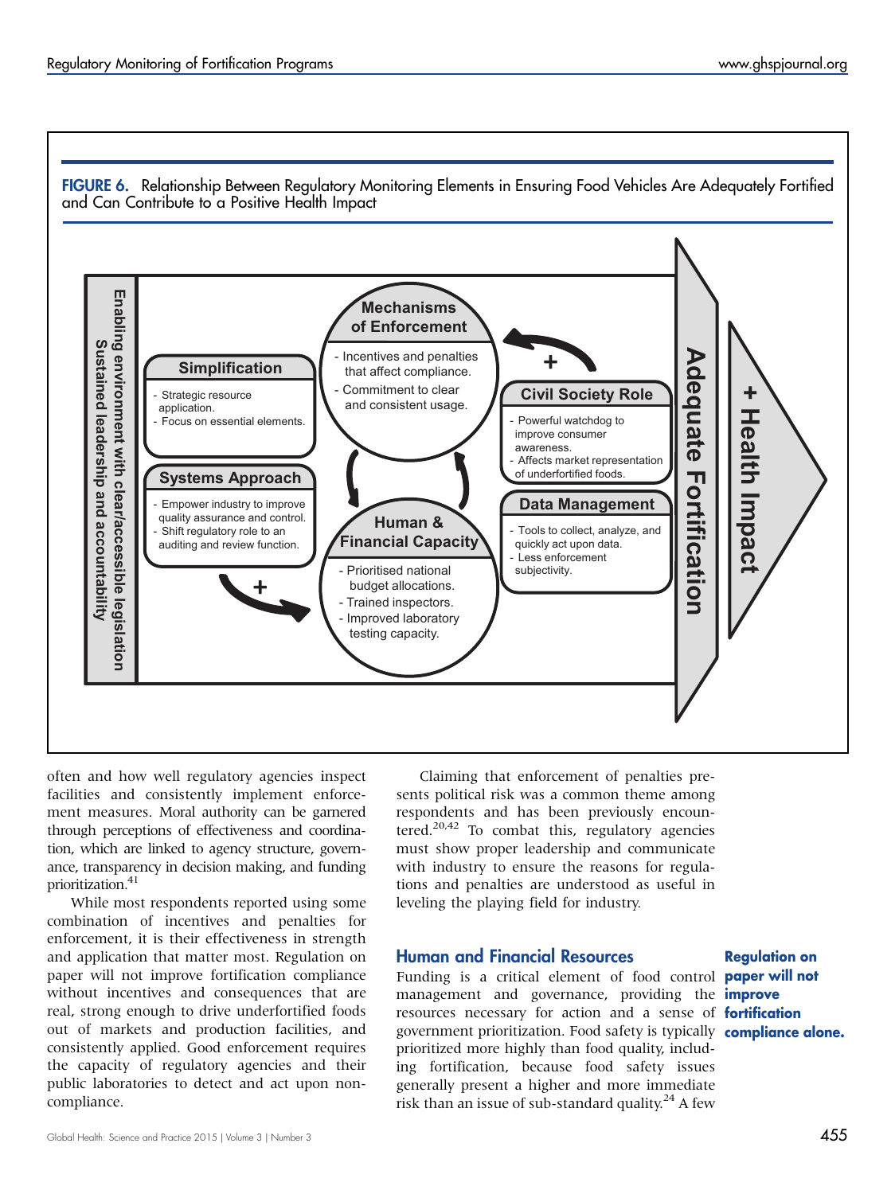FIGURE 6. Relationship Between Regulatory Monitoring Elements in Ensuring Food Vehicles Are Adequately Fortified and Can Contribute to a Positive Health Impact

Enabling environment with clear/accessible legislation
Sustained leadership and accountability

**Simplification**
- Strategic resource application.
- Focus on essential elements.

**Systems Approach**
- Empower industry to improve quality assurance and control.
- Shift regulatory role to an auditing and review function.

**Mechanisms of Enforcement**
- Incentives and penalties that affect compliance.
- Commitment to clear and consistent usage.

**Human & Financial Capacity**
- Prioritised national budget allocations.
- Trained inspectors.
- Improved laboratory testing capacity.

**Civil Society Role**
- Powerful watchdog to improve consumer awareness.
- Affects market representation of underfortified foods.

**Data Management**
- Tools to collect, analyze, and quickly act upon data.
- Less enforcement subjectivity.

Adequate Fortification

+ Health Impact

often and how well regulatory agencies inspect facilities and consistently implement enforcement measures. Moral authority can be garnered through perceptions of effectiveness and coordination, which are linked to agency structure, governance, transparency in decision making, and funding prioritization.[41]

While most respondents reported using some combination of incentives and penalties for enforcement, it is their effectiveness in strength and application that matter most. Regulation on paper will not improve fortification compliance without incentives and consequences that are real, strong enough to drive underfortified foods out of markets and production facilities, and consistently applied. Good enforcement requires the capacity of regulatory agencies and their public laboratories to detect and act upon noncompliance.

Claiming that enforcement of penalties presents political risk was a common theme among respondents and has been previously encountered.[20,42] To combat this, regulatory agencies must show proper leadership and communicate with industry to ensure the reasons for regulations and penalties are understood as useful in leveling the playing field for industry.

## Human and Financial Resources

**Regulation on paper will not improve fortification compliance alone.**

Funding is a critical element of food control management and governance, providing the resources necessary for action and a sense of government prioritization. Food safety is typically prioritized more highly than food quality, including fortification, because food safety issues generally present a higher and more immediate risk than an issue of sub-standard quality.[24] A few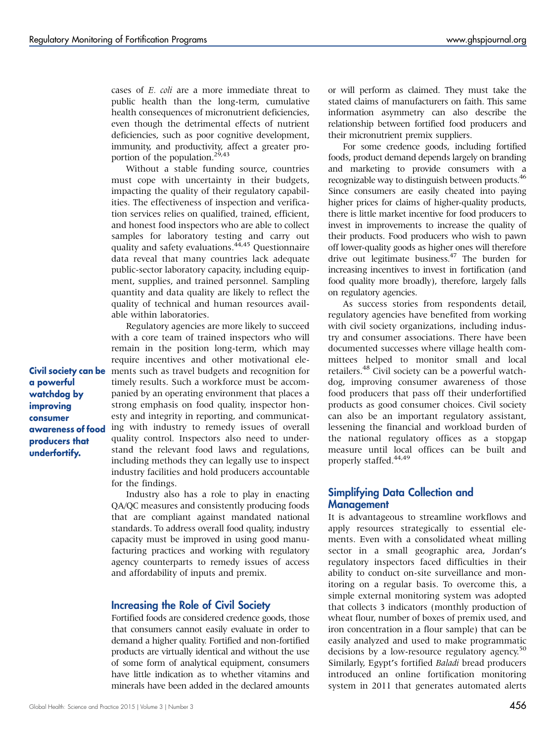cases of *E. coli* are a more immediate threat to public health than the long-term, cumulative health consequences of micronutrient deficiencies, even though the detrimental effects of nutrient deficiencies, such as poor cognitive development, immunity, and productivity, affect a greater proportion of the population.[29,43]

Without a stable funding source, countries must cope with uncertainty in their budgets, impacting the quality of their regulatory capabilities. The effectiveness of inspection and verification services relies on qualified, trained, efficient, and honest food inspectors who are able to collect samples for laboratory testing and carry out quality and safety evaluations.[44,45] Questionnaire data reveal that many countries lack adequate public-sector laboratory capacity, including equipment, supplies, and trained personnel. Sampling quantity and data quality are likely to reflect the quality of technical and human resources available within laboratories.

Regulatory agencies are more likely to succeed with a core team of trained inspectors who will remain in the position long-term, which may require incentives and other motivational elements such as travel budgets and recognition for timely results. Such a workforce must be accompanied by an operating environment that places a strong emphasis on food quality, inspector honesty and integrity in reporting, and communicating with industry to remedy issues of overall quality control. Inspectors also need to understand the relevant food laws and regulations, including methods they can legally use to inspect industry facilities and hold producers accountable for the findings.

**Civil society can be a powerful watchdog by improving consumer awareness of food producers that underfortify.**

Industry also has a role to play in enacting QA/QC measures and consistently producing foods that are compliant against mandated national standards. To address overall food quality, industry capacity must be improved in using good manufacturing practices and working with regulatory agency counterparts to remedy issues of access and affordability of inputs and premix.

## Increasing the Role of Civil Society

Fortified foods are considered credence goods, those that consumers cannot easily evaluate in order to demand a higher quality. Fortified and non-fortified products are virtually identical and without the use of some form of analytical equipment, consumers have little indication as to whether vitamins and minerals have been added in the declared amounts or will perform as claimed. They must take the stated claims of manufacturers on faith. This same information asymmetry can also describe the relationship between fortified food producers and their micronutrient premix suppliers.

For some credence goods, including fortified foods, product demand depends largely on branding and marketing to provide consumers with a recognizable way to distinguish between products.[46] Since consumers are easily cheated into paying higher prices for claims of higher-quality products, there is little market incentive for food producers to invest in improvements to increase the quality of their products. Food producers who wish to pawn off lower-quality goods as higher ones will therefore drive out legitimate business.[47] The burden for increasing incentives to invest in fortification (and food quality more broadly), therefore, largely falls on regulatory agencies.

As success stories from respondents detail, regulatory agencies have benefited from working with civil society organizations, including industry and consumer associations. There have been documented successes where village health committees helped to monitor small and local retailers.[48] Civil society can be a powerful watchdog, improving consumer awareness of those food producers that pass off their underfortified products as good consumer choices. Civil society can also be an important regulatory assistant, lessening the financial and workload burden of the national regulatory offices as a stopgap measure until local offices can be built and properly staffed.[44,49]

## Simplifying Data Collection and Management

It is advantageous to streamline workflows and apply resources strategically to essential elements. Even with a consolidated wheat milling sector in a small geographic area, Jordan's regulatory inspectors faced difficulties in their ability to conduct on-site surveillance and monitoring on a regular basis. To overcome this, a simple external monitoring system was adopted that collects 3 indicators (monthly production of wheat flour, number of boxes of premix used, and iron concentration in a flour sample) that can be easily analyzed and used to make programmatic decisions by a low-resource regulatory agency.[50] Similarly, Egypt's fortified *Baladi* bread producers introduced an online fortification monitoring system in 2011 that generates automated alerts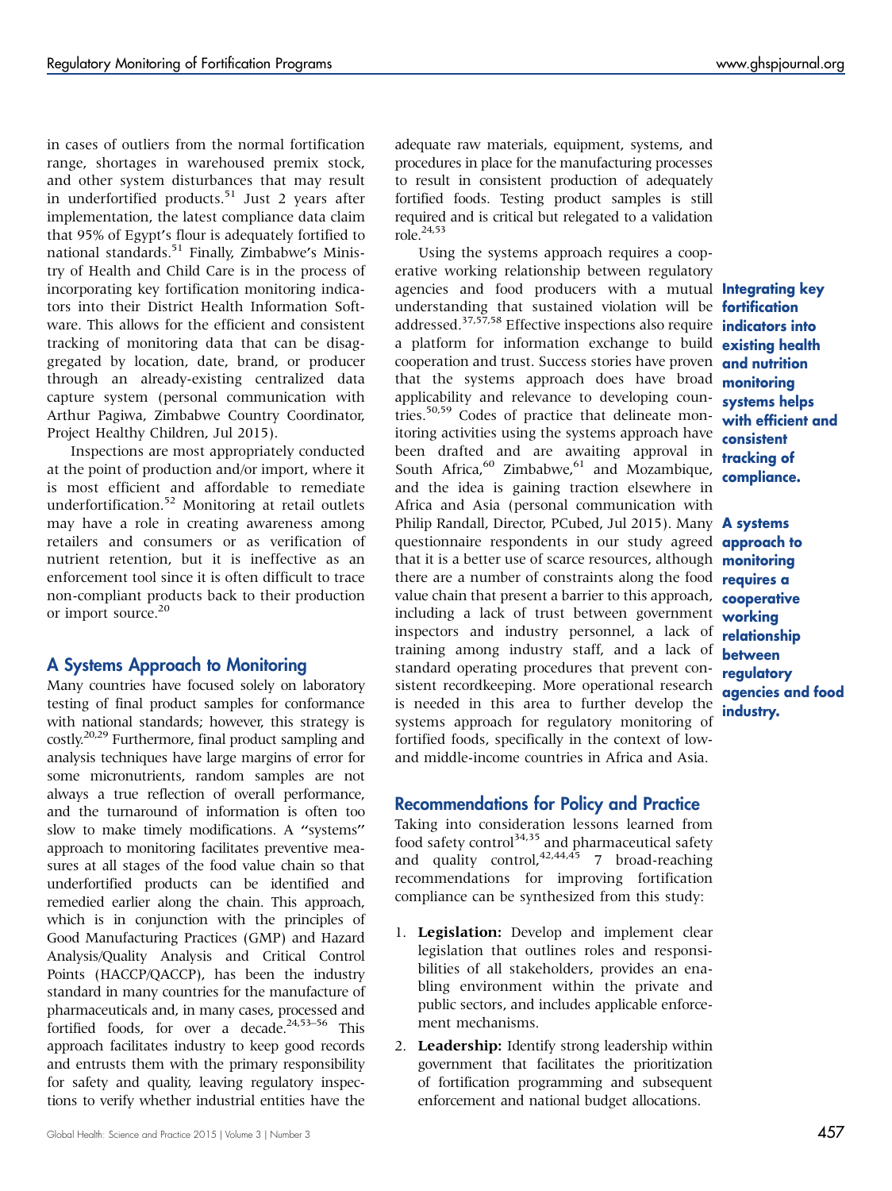in cases of outliers from the normal fortification range, shortages in warehoused premix stock, and other system disturbances that may result in underfortified products.[51] Just 2 years after implementation, the latest compliance data claim that 95% of Egypt's flour is adequately fortified to national standards.[51] Finally, Zimbabwe's Ministry of Health and Child Care is in the process of incorporating key fortification monitoring indicators into their District Health Information Software. This allows for the efficient and consistent tracking of monitoring data that can be disaggregated by location, date, brand, or producer through an already-existing centralized data capture system (personal communication with Arthur Pagiwa, Zimbabwe Country Coordinator, Project Healthy Children, Jul 2015).

Inspections are most appropriately conducted at the point of production and/or import, where it is most efficient and affordable to remediate underfortification.[52] Monitoring at retail outlets may have a role in creating awareness among retailers and consumers or as verification of nutrient retention, but it is ineffective as an enforcement tool since it is often difficult to trace non-compliant products back to their production or import source.[20]

## A Systems Approach to Monitoring

Many countries have focused solely on laboratory testing of final product samples for conformance with national standards; however, this strategy is costly.[20,29] Furthermore, final product sampling and analysis techniques have large margins of error for some micronutrients, random samples are not always a true reflection of overall performance, and the turnaround of information is often too slow to make timely modifications. A "systems" approach to monitoring facilitates preventive measures at all stages of the food value chain so that underfortified products can be identified and remedied earlier along the chain. This approach, which is in conjunction with the principles of Good Manufacturing Practices (GMP) and Hazard Analysis/Quality Analysis and Critical Control Points (HACCP/QACCP), has been the industry standard in many countries for the manufacture of pharmaceuticals and, in many cases, processed and fortified foods, for over a decade.[24,53–56] This approach facilitates industry to keep good records and entrusts them with the primary responsibility for safety and quality, leaving regulatory inspections to verify whether industrial entities have the adequate raw materials, equipment, systems, and procedures in place for the manufacturing processes to result in consistent production of adequately fortified foods. Testing product samples is still required and is critical but relegated to a validation role.[24,53]

Using the systems approach requires a cooperative working relationship between regulatory agencies and food producers with a mutual understanding that sustained violation will be addressed.[37,57,58] Effective inspections also require a platform for information exchange to build cooperation and trust. Success stories have proven that the systems approach does have broad applicability and relevance to developing countries.[50,59] Codes of practice that delineate monitoring activities using the systems approach have been drafted and are awaiting approval in South Africa,[60] Zimbabwe,[61] and Mozambique, and the idea is gaining traction elsewhere in Africa and Asia (personal communication with Philip Randall, Director, PCubed, Jul 2015). Many questionnaire respondents in our study agreed that it is a better use of scarce resources, although there are a number of constraints along the food value chain that present a barrier to this approach, including a lack of trust between government inspectors and industry personnel, a lack of training among industry staff, and a lack of standard operating procedures that prevent consistent recordkeeping. More operational research is needed in this area to further develop the systems approach for regulatory monitoring of fortified foods, specifically in the context of low- and middle-income countries in Africa and Asia.

**Integrating key fortification indicators into existing health and nutrition monitoring systems helps with efficient and consistent tracking of compliance.**

**A systems approach to monitoring requires a cooperative working relationship between regulatory agencies and food industry.**

## Recommendations for Policy and Practice

Taking into consideration lessons learned from food safety control[34,35] and pharmaceutical safety and quality control,[42,44,45] 7 broad-reaching recommendations for improving fortification compliance can be synthesized from this study:

1. **Legislation:** Develop and implement clear legislation that outlines roles and responsibilities of all stakeholders, provides an enabling environment within the private and public sectors, and includes applicable enforcement mechanisms.
2. **Leadership:** Identify strong leadership within government that facilitates the prioritization of fortification programming and subsequent enforcement and national budget allocations.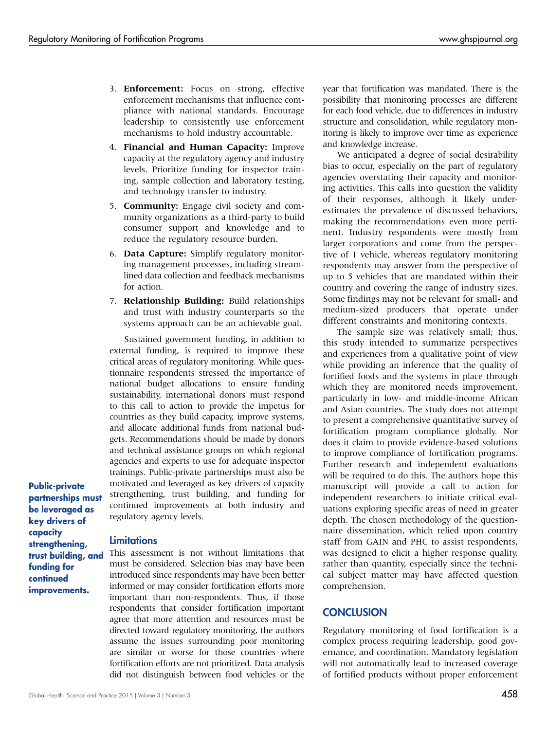3. **Enforcement:** Focus on strong, effective enforcement mechanisms that influence compliance with national standards. Encourage leadership to consistently use enforcement mechanisms to hold industry accountable.
4. **Financial and Human Capacity:** Improve capacity at the regulatory agency and industry levels. Prioritize funding for inspector training, sample collection and laboratory testing, and technology transfer to industry.
5. **Community:** Engage civil society and community organizations as a third-party to build consumer support and knowledge and to reduce the regulatory resource burden.
6. **Data Capture:** Simplify regulatory monitoring management processes, including streamlined data collection and feedback mechanisms for action.
7. **Relationship Building:** Build relationships and trust with industry counterparts so the systems approach can be an achievable goal.

Sustained government funding, in addition to external funding, is required to improve these critical areas of regulatory monitoring. While questionnaire respondents stressed the importance of national budget allocations to ensure funding sustainability, international donors must respond to this call to action to provide the impetus for countries as they build capacity, improve systems, and allocate additional funds from national budgets. Recommendations should be made by donors and technical assistance groups on which regional agencies and experts to use for adequate inspector trainings. Public-private partnerships must also be motivated and leveraged as key drivers of capacity strengthening, trust building, and funding for continued improvements at both industry and regulatory agency levels.

**Public-private partnerships must be leveraged as key drivers of capacity strengthening, trust building, and funding for continued improvements.**

## Limitations

This assessment is not without limitations that must be considered. Selection bias may have been introduced since respondents may have been better informed or may consider fortification efforts more important than non-respondents. Thus, if those respondents that consider fortification important agree that more attention and resources must be directed toward regulatory monitoring, the authors assume the issues surrounding poor monitoring are similar or worse for those countries where fortification efforts are not prioritized. Data analysis did not distinguish between food vehicles or the year that fortification was mandated. There is the possibility that monitoring processes are different for each food vehicle, due to differences in industry structure and consolidation, while regulatory monitoring is likely to improve over time as experience and knowledge increase.

We anticipated a degree of social desirability bias to occur, especially on the part of regulatory agencies overstating their capacity and monitoring activities. This calls into question the validity of their responses, although it likely underestimates the prevalence of discussed behaviors, making the recommendations even more pertinent. Industry respondents were mostly from larger corporations and come from the perspective of 1 vehicle, whereas regulatory monitoring respondents may answer from the perspective of up to 5 vehicles that are mandated within their country and covering the range of industry sizes. Some findings may not be relevant for small- and medium-sized producers that operate under different constraints and monitoring contexts.

The sample size was relatively small; thus, this study intended to summarize perspectives and experiences from a qualitative point of view while providing an inference that the quality of fortified foods and the systems in place through which they are monitored needs improvement, particularly in low- and middle-income African and Asian countries. The study does not attempt to present a comprehensive quantitative survey of fortification program compliance globally. Nor does it claim to provide evidence-based solutions to improve compliance of fortification programs. Further research and independent evaluations will be required to do this. The authors hope this manuscript will provide a call to action for independent researchers to initiate critical evaluations exploring specific areas of need in greater depth. The chosen methodology of the questionnaire dissemination, which relied upon country staff from GAIN and PHC to assist respondents, was designed to elicit a higher response quality, rather than quantity, especially since the technical subject matter may have affected question comprehension.

## CONCLUSION

Regulatory monitoring of food fortification is a complex process requiring leadership, good governance, and coordination. Mandatory legislation will not automatically lead to increased coverage of fortified products without proper enforcement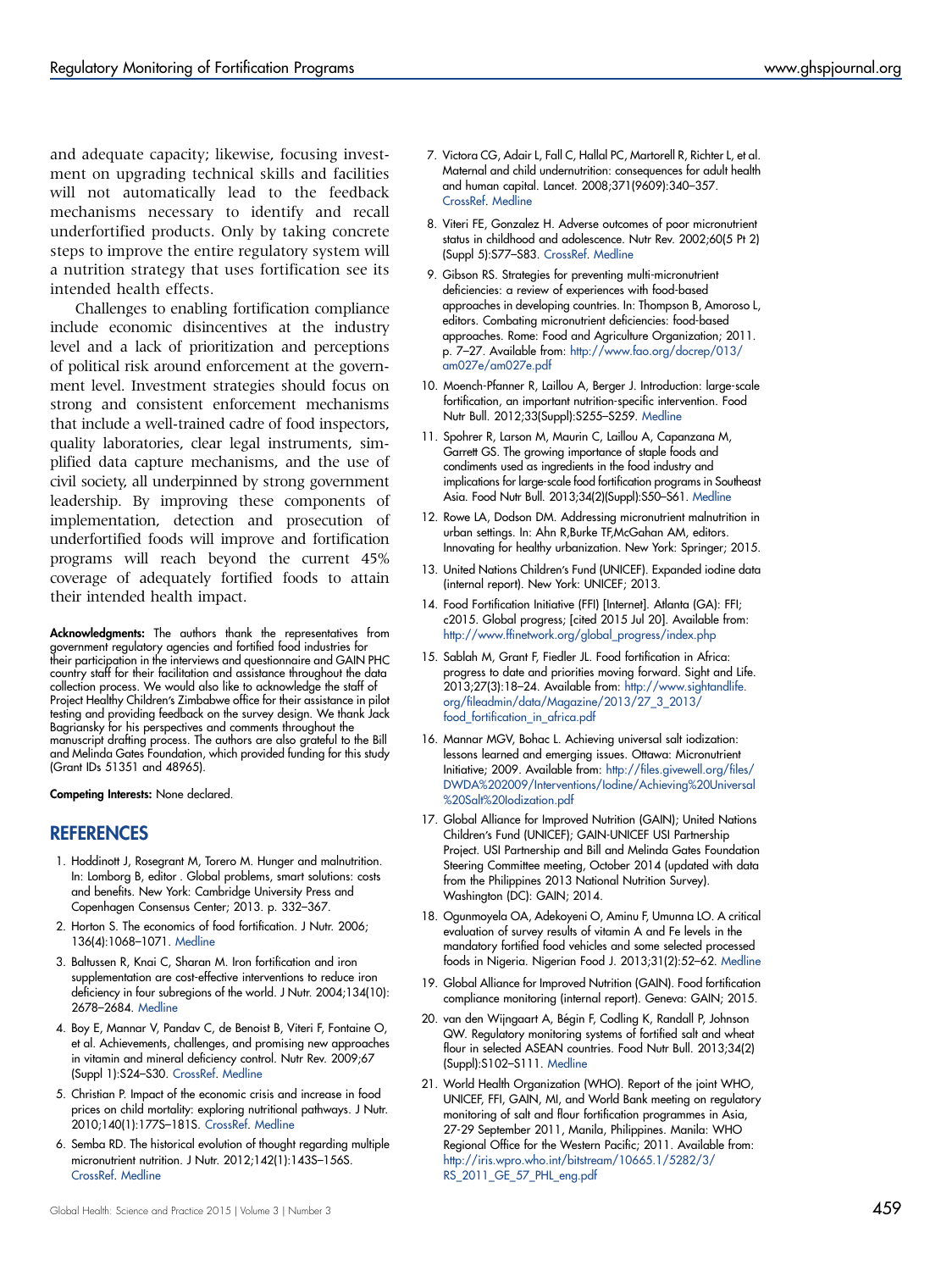and adequate capacity; likewise, focusing investment on upgrading technical skills and facilities will not automatically lead to the feedback mechanisms necessary to identify and recall underfortified products. Only by taking concrete steps to improve the entire regulatory system will a nutrition strategy that uses fortification see its intended health effects.

Challenges to enabling fortification compliance include economic disincentives at the industry level and a lack of prioritization and perceptions of political risk around enforcement at the government level. Investment strategies should focus on strong and consistent enforcement mechanisms that include a well-trained cadre of food inspectors, quality laboratories, clear legal instruments, simplified data capture mechanisms, and the use of civil society, all underpinned by strong government leadership. By improving these components of implementation, detection and prosecution of underfortified foods will improve and fortification programs will reach beyond the current 45% coverage of adequately fortified foods to attain their intended health impact.

**Acknowledgments:** The authors thank the representatives from government regulatory agencies and fortified food industries for their participation in the interviews and questionnaire and GAIN PHC country staff for their facilitation and assistance throughout the data collection process. We would also like to acknowledge the staff of Project Healthy Children's Zimbabwe office for their assistance in pilot testing and providing feedback on the survey design. We thank Jack Bagriansky for his perspectives and comments throughout the manuscript drafting process. The authors are also grateful to the Bill and Melinda Gates Foundation, which provided funding for this study (Grant IDs 51351 and 48965).

**Competing Interests:** None declared.

## REFERENCES

1. Hoddinott J, Rosegrant M, Torero M. Hunger and malnutrition. In: Lomborg B, editor . Global problems, smart solutions: costs and benefits. New York: Cambridge University Press and Copenhagen Consensus Center; 2013. p. 332–367.
2. Horton S. The economics of food fortification. J Nutr. 2006; 136(4):1068–1071. Medline
3. Baltussen R, Knai C, Sharan M. Iron fortification and iron supplementation are cost-effective interventions to reduce iron deficiency in four subregions of the world. J Nutr. 2004;134(10): 2678–2684. Medline
4. Boy E, Mannar V, Pandav C, de Benoist B, Viteri F, Fontaine O, et al. Achievements, challenges, and promising new approaches in vitamin and mineral deficiency control. Nutr Rev. 2009;67 (Suppl 1):S24–S30. CrossRef. Medline
5. Christian P. Impact of the economic crisis and increase in food prices on child mortality: exploring nutritional pathways. J Nutr. 2010;140(1):177S–181S. CrossRef. Medline
6. Semba RD. The historical evolution of thought regarding multiple micronutrient nutrition. J Nutr. 2012;142(1):143S–156S. CrossRef. Medline
7. Victora CG, Adair L, Fall C, Hallal PC, Martorell R, Richter L, et al. Maternal and child undernutrition: consequences for adult health and human capital. Lancet. 2008;371(9609):340–357. CrossRef. Medline
8. Viteri FE, Gonzalez H. Adverse outcomes of poor micronutrient status in childhood and adolescence. Nutr Rev. 2002;60(5 Pt 2) (Suppl 5):S77–S83. CrossRef. Medline
9. Gibson RS. Strategies for preventing multi-micronutrient deficiencies: a review of experiences with food-based approaches in developing countries. In: Thompson B, Amoroso L, editors. Combating micronutrient deficiencies: food-based approaches. Rome: Food and Agriculture Organization; 2011. p. 7–27. Available from: http://www.fao.org/docrep/013/am027e/am027e.pdf
10. Moench-Pfanner R, Laillou A, Berger J. Introduction: large-scale fortification, an important nutrition-specific intervention. Food Nutr Bull. 2012;33(Suppl):S255–S259. Medline
11. Spohrer R, Larson M, Maurin C, Laillou A, Capanzana M, Garrett GS. The growing importance of staple foods and condiments used as ingredients in the food industry and implications for large-scale food fortification programs in Southeast Asia. Food Nutr Bull. 2013;34(2)(Suppl):S50–S61. Medline
12. Rowe LA, Dodson DM. Addressing micronutrient malnutrition in urban settings. In: Ahn R,Burke TF,McGahan AM, editors. Innovating for healthy urbanization. New York: Springer; 2015.
13. United Nations Children's Fund (UNICEF). Expanded iodine data (internal report). New York: UNICEF; 2013.
14. Food Fortification Initiative (FFI) [Internet]. Atlanta (GA): FFI; c2015. Global progress; [cited 2015 Jul 20]. Available from: http://www.ffinetwork.org/global_progress/index.php
15. Sablah M, Grant F, Fiedler JL. Food fortification in Africa: progress to date and priorities moving forward. Sight and Life. 2013;27(3):18–24. Available from: http://www.sightandlife.org/fileadmin/data/Magazine/2013/27_3_2013/food_fortification_in_africa.pdf
16. Mannar MGV, Bohac L. Achieving universal salt iodization: lessons learned and emerging issues. Ottawa: Micronutrient Initiative; 2009. Available from: http://files.givewell.org/files/DWDA%202009/Interventions/Iodine/Achieving%20Universal%20Salt%20Iodization.pdf
17. Global Alliance for Improved Nutrition (GAIN); United Nations Children's Fund (UNICEF); GAIN-UNICEF USI Partnership Project. USI Partnership and Bill and Melinda Gates Foundation Steering Committee meeting, October 2014 (updated with data from the Philippines 2013 National Nutrition Survey). Washington (DC): GAIN; 2014.
18. Ogunmoyela OA, Adekoyeni O, Aminu F, Umunna LO. A critical evaluation of survey results of vitamin A and Fe levels in the mandatory fortified food vehicles and some selected processed foods in Nigeria. Nigerian Food J. 2013;31(2):52–62. Medline
19. Global Alliance for Improved Nutrition (GAIN). Food fortification compliance monitoring (internal report). Geneva: GAIN; 2015.
20. van den Wijngaart A, Bégin F, Codling K, Randall P, Johnson QW. Regulatory monitoring systems of fortified salt and wheat flour in selected ASEAN countries. Food Nutr Bull. 2013;34(2) (Suppl):S102–S111. Medline
21. World Health Organization (WHO). Report of the joint WHO, UNICEF, FFI, GAIN, MI, and World Bank meeting on regulatory monitoring of salt and flour fortification programmes in Asia, 27-29 September 2011, Manila, Philippines. Manila: WHO Regional Office for the Western Pacific; 2011. Available from: http://iris.wpro.who.int/bitstream/10665.1/5282/3/RS_2011_GE_57_PHL_eng.pdf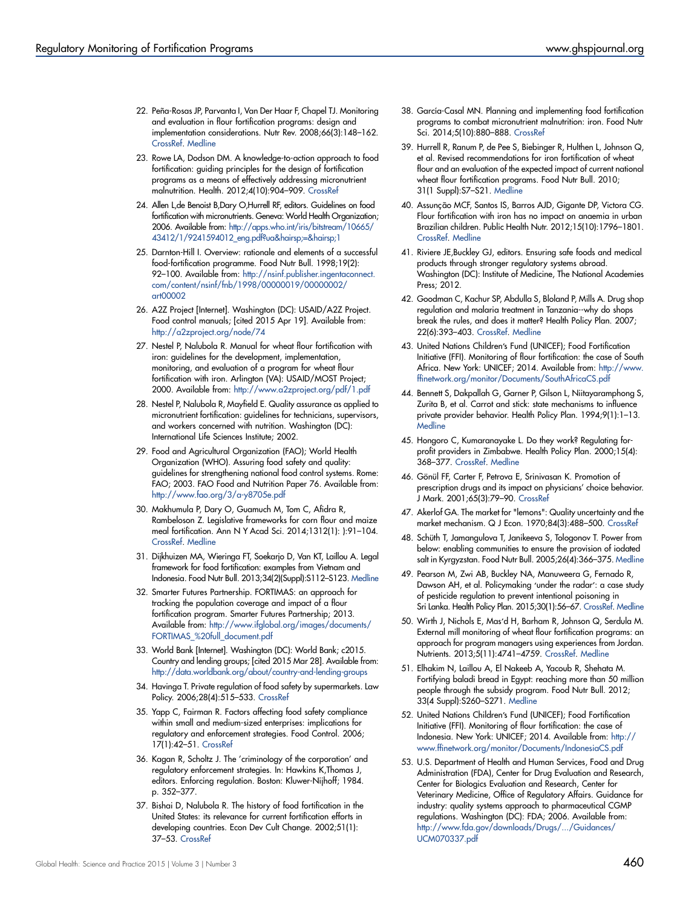22. Peña-Rosas JP, Parvanta I, Van Der Haar F, Chapel TJ. Monitoring and evaluation in flour fortification programs: design and implementation considerations. Nutr Rev. 2008;66(3):148–162. CrossRef. Medline

23. Rowe LA, Dodson DM. A knowledge-to-action approach to food fortification: guiding principles for the design of fortification programs as a means of effectively addressing micronutrient malnutrition. Health. 2012;4(10):904–909. CrossRef

24. Allen L,de Benoist B,Dary O,Hurrell RF, editors. Guidelines on food fortification with micronutrients. Geneva: World Health Organization; 2006. Available from: http://apps.who.int/iris/bitstream/10665/43412/1/9241594012_eng.pdf?ua&hairsp;=&hairsp;1

25. Darnton-Hill I. Overview: rationale and elements of a successful food-fortification programme. Food Nutr Bull. 1998;19(2): 92–100. Available from: http://nsinf.publisher.ingentaconnect.com/content/nsinf/fnb/1998/00000019/00000002/art00002

26. A2Z Project [Internet]. Washington (DC): USAID/A2Z Project. Food control manuals; [cited 2015 Apr 19]. Available from: http://a2zproject.org/node/74

27. Nestel P, Nalubola R. Manual for wheat flour fortification with iron: guidelines for the development, implementation, monitoring, and evaluation of a program for wheat flour fortification with iron. Arlington (VA): USAID/MOST Project; 2000. Available from: http://www.a2zproject.org/pdf/1.pdf

28. Nestel P, Nalubola R, Mayfield E. Quality assurance as applied to micronutrient fortification: guidelines for technicians, supervisors, and workers concerned with nutrition. Washington (DC): International Life Sciences Institute; 2002.

29. Food and Agricultural Organization (FAO); World Health Organization (WHO). Assuring food safety and quality: guidelines for strengthening national food control systems. Rome: FAO; 2003. FAO Food and Nutrition Paper 76. Available from: http://www.fao.org/3/a-y8705e.pdf

30. Makhumula P, Dary O, Guamuch M, Tom C, Afidra R, Rambeloson Z. Legislative frameworks for corn flour and maize meal fortification. Ann N Y Acad Sci. 2014;1312(1): ):91–104. CrossRef. Medline

31. Dijkhuizen MA, Wieringa FT, Soekarjo D, Van KT, Laillou A. Legal framework for food fortification: examples from Vietnam and Indonesia. Food Nutr Bull. 2013;34(2)(Suppl):S112–S123. Medline

32. Smarter Futures Partnership. FORTIMAS: an approach for tracking the population coverage and impact of a flour fortification program. Smarter Futures Partnership; 2013. Available from: http://www.ifglobal.org/images/documents/FORTIMAS_%20full_document.pdf

33. World Bank [Internet]. Washington (DC): World Bank; c2015. Country and lending groups; [cited 2015 Mar 28]. Available from: http://data.worldbank.org/about/country-and-lending-groups

34. Havinga T. Private regulation of food safety by supermarkets. Law Policy. 2006;28(4):515–533. CrossRef

35. Yapp C, Fairman R. Factors affecting food safety compliance within small and medium-sized enterprises: implications for regulatory and enforcement strategies. Food Control. 2006; 17(1):42–51. CrossRef

36. Kagan R, Scholtz J. The 'criminology of the corporation' and regulatory enforcement strategies. In: Hawkins K,Thomas J, editors. Enforcing regulation. Boston: Kluwer-Nijhoff; 1984. p. 352–377.

37. Bishai D, Nalubola R. The history of food fortification in the United States: its relevance for current fortification efforts in developing countries. Econ Dev Cult Change. 2002;51(1): 37–53. CrossRef

38. García-Casal MN. Planning and implementing food fortification programs to combat micronutrient malnutrition: iron. Food Nutr Sci. 2014;5(10):880–888. CrossRef

39. Hurrell R, Ranum P, de Pee S, Biebinger R, Hulthen L, Johnson Q, et al. Revised recommendations for iron fortification of wheat flour and an evaluation of the expected impact of current national wheat flour fortification programs. Food Nutr Bull. 2010; 31(1 Suppl):S7–S21. Medline

40. Assunção MCF, Santos IS, Barros AJD, Gigante DP, Victora CG. Flour fortification with iron has no impact on anaemia in urban Brazilian children. Public Health Nutr. 2012;15(10):1796–1801. CrossRef. Medline

41. Riviere JE,Buckley GJ, editors. Ensuring safe foods and medical products through stronger regulatory systems abroad. Washington (DC): Institute of Medicine, The National Academies Press; 2012.

42. Goodman C, Kachur SP, Abdulla S, Bloland P, Mills A. Drug shop regulation and malaria treatment in Tanzania--why do shops break the rules, and does it matter? Health Policy Plan. 2007; 22(6):393–403. CrossRef. Medline

43. United Nations Children's Fund (UNICEF); Food Fortification Initiative (FFI). Monitoring of flour fortification: the case of South Africa. New York: UNICEF; 2014. Available from: http://www.ffinetwork.org/monitor/Documents/SouthAfricaCS.pdf

44. Bennett S, Dakpallah G, Garner P, Gilson L, Niitayaramphong S, Zurita B, et al. Carrot and stick: state mechanisms to influence private provider behavior. Health Policy Plan. 1994;9(1):1–13. Medline

45. Hongoro C, Kumaranayake L. Do they work? Regulating for-profit providers in Zimbabwe. Health Policy Plan. 2000;15(4): 368–377. CrossRef. Medline

46. Gönül FF, Carter F, Petrova E, Srinivasan K. Promotion of prescription drugs and its impact on physicians' choice behavior. J Mark. 2001;65(3):79–90. CrossRef

47. Akerlof GA. The market for "lemons": Quality uncertainty and the market mechanism. Q J Econ. 1970;84(3):488–500. CrossRef

48. Schüth T, Jamangulova T, Janikeeva S, Tologonov T. Power from below: enabling communities to ensure the provision of iodated salt in Kyrgyzstan. Food Nutr Bull. 2005;26(4):366–375. Medline

49. Pearson M, Zwi AB, Buckley NA, Manuweera G, Fernado R, Dawson AH, et al. Policymaking 'under the radar': a case study of pesticide regulation to prevent intentional poisoning in Sri Lanka. Health Policy Plan. 2015;30(1):56–67. CrossRef. Medline

50. Wirth J, Nichols E, Mas'd H, Barham R, Johnson Q, Serdula M. External mill monitoring of wheat flour fortification programs: an approach for program managers using experiences from Jordan. Nutrients. 2013;5(11):4741–4759. CrossRef. Medline

51. Elhakim N, Laillou A, El Nakeeb A, Yacoub R, Shehata M. Fortifying baladi bread in Egypt: reaching more than 50 million people through the subsidy program. Food Nutr Bull. 2012; 33(4 Suppl):S260–S271. Medline

52. United Nations Children's Fund (UNICEF); Food Fortification Initiative (FFI). Monitoring of flour fortification: the case of Indonesia. New York: UNICEF; 2014. Available from: http://www.ffinetwork.org/monitor/Documents/IndonesiaCS.pdf

53. U.S. Department of Health and Human Services, Food and Drug Administration (FDA), Center for Drug Evaluation and Research, Center for Biologics Evaluation and Research, Center for Veterinary Medicine, Office of Regulatory Affairs. Guidance for industry: quality systems approach to pharmaceutical CGMP regulations. Washington (DC): FDA; 2006. Available from: http://www.fda.gov/downloads/Drugs/.../Guidances/UCM070337.pdf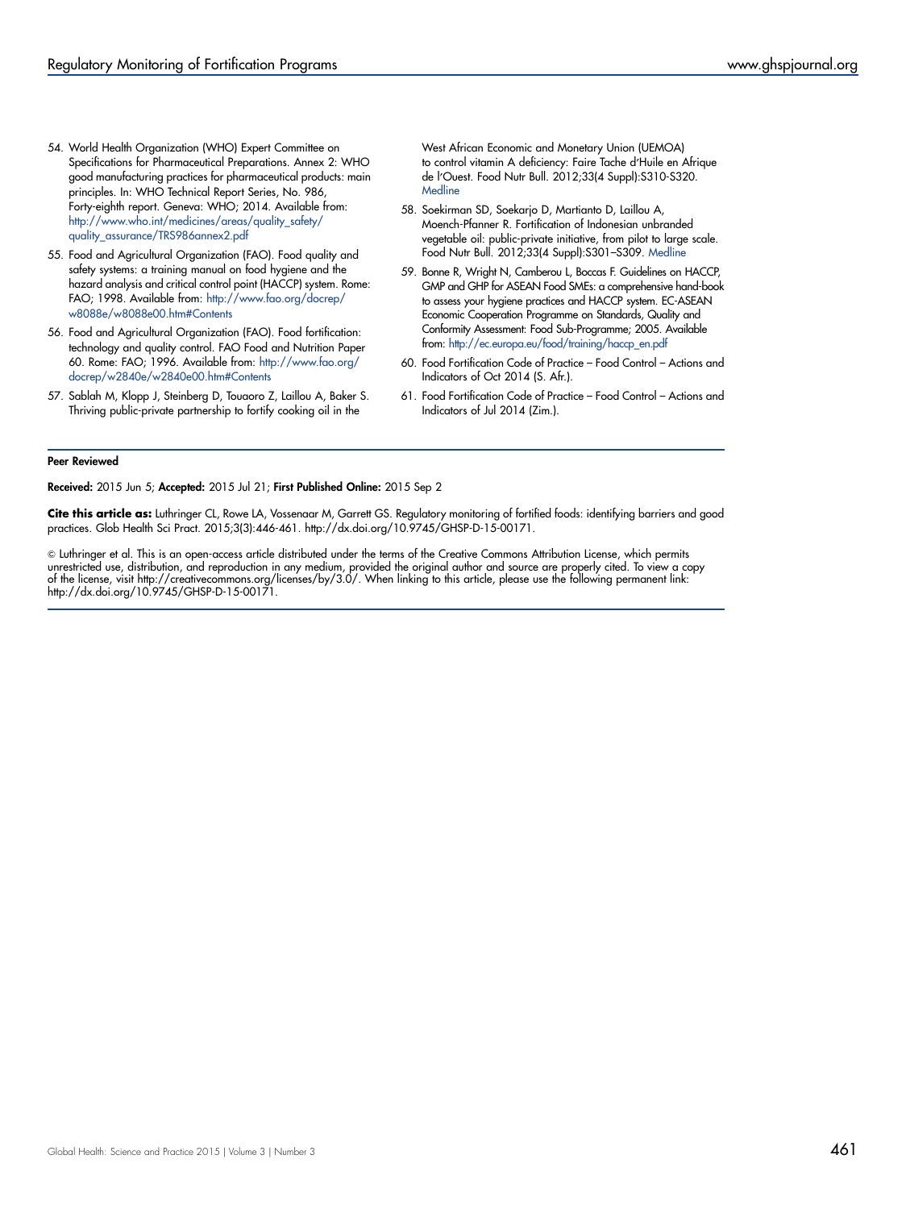54. World Health Organization (WHO) Expert Committee on Specifications for Pharmaceutical Preparations. Annex 2: WHO good manufacturing practices for pharmaceutical products: main principles. In: WHO Technical Report Series, No. 986, Forty-eighth report. Geneva: WHO; 2014. Available from: http://www.who.int/medicines/areas/quality_safety/quality_assurance/TRS986annex2.pdf

55. Food and Agricultural Organization (FAO). Food quality and safety systems: a training manual on food hygiene and the hazard analysis and critical control point (HACCP) system. Rome: FAO; 1998. Available from: http://www.fao.org/docrep/w8088e/w8088e00.htm#Contents

56. Food and Agricultural Organization (FAO). Food fortification: technology and quality control. FAO Food and Nutrition Paper 60. Rome: FAO; 1996. Available from: http://www.fao.org/docrep/w2840e/w2840e00.htm#Contents

57. Sablah M, Klopp J, Steinberg D, Touaoro Z, Laillou A, Baker S. Thriving public-private partnership to fortify cooking oil in the West African Economic and Monetary Union (UEMOA) to control vitamin A deficiency: Faire Tache d'Huile en Afrique de l'Ouest. Food Nutr Bull. 2012;33(4 Suppl):S310-S320. Medline

58. Soekirman SD, Soekarjo D, Martianto D, Laillou A, Moench-Pfanner R. Fortification of Indonesian unbranded vegetable oil: public-private initiative, from pilot to large scale. Food Nutr Bull. 2012;33(4 Suppl):S301–S309. Medline

59. Bonne R, Wright N, Camberou L, Boccas F. Guidelines on HACCP, GMP and GHP for ASEAN Food SMEs: a comprehensive hand-book to assess your hygiene practices and HACCP system. EC-ASEAN Economic Cooperation Programme on Standards, Quality and Conformity Assessment: Food Sub-Programme; 2005. Available from: http://ec.europa.eu/food/training/haccp_en.pdf

60. Food Fortification Code of Practice – Food Control – Actions and Indicators of Oct 2014 (S. Afr.).

61. Food Fortification Code of Practice – Food Control – Actions and Indicators of Jul 2014 (Zim.).

---

**Peer Reviewed**

**Received:** 2015 Jun 5; **Accepted:** 2015 Jul 21; **First Published Online:** 2015 Sep 2

**Cite this article as:** Luthringer CL, Rowe LA, Vossenaar M, Garrett GS. Regulatory monitoring of fortified foods: identifying barriers and good practices. Glob Health Sci Pract. 2015;3(3):446-461. http://dx.doi.org/10.9745/GHSP-D-15-00171.

© Luthringer et al. This is an open-access article distributed under the terms of the Creative Commons Attribution License, which permits unrestricted use, distribution, and reproduction in any medium, provided the original author and source are properly cited. To view a copy of the license, visit http://creativecommons.org/licenses/by/3.0/. When linking to this article, please use the following permanent link: http://dx.doi.org/10.9745/GHSP-D-15-00171.